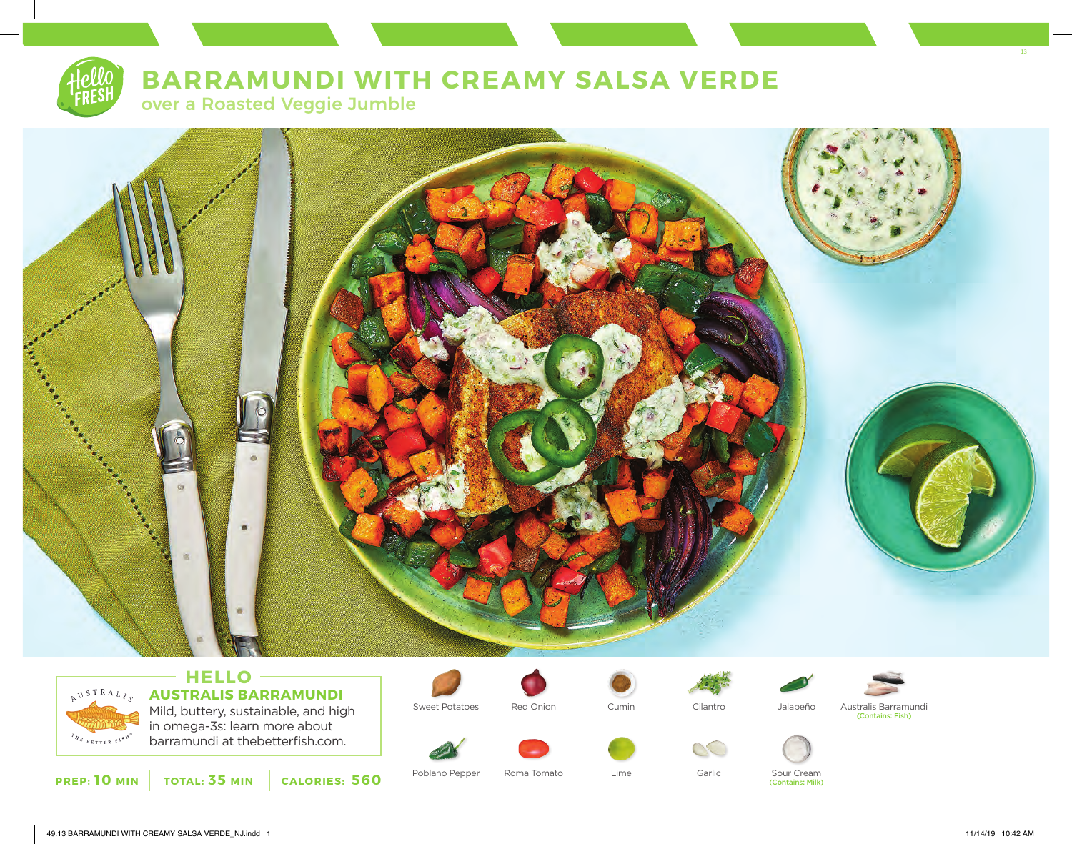# BARRAMUNDI WITH CREAMY SALSA VERDE

## over a Roasted Veggie Jumble

### HELLO AUSTRALIS BARRAMUNDI

Mild, buttery, sustainable, and high in omega-3s: learn more about barramundi at thebetterfish.com.

**PREP: 10 MIN** | **TOTAL: 35 MIN** | **CALORIES: 560**

- Sweet Potatoes
- Red Onion
- Cumin
- Cilantro
- Jalapeño
- Australis Barramundi (Contains: Fish)
- Poblano Pepper
- Roma Tomato
- Lime
- Garlic
- Sour Cream (Contains: Milk)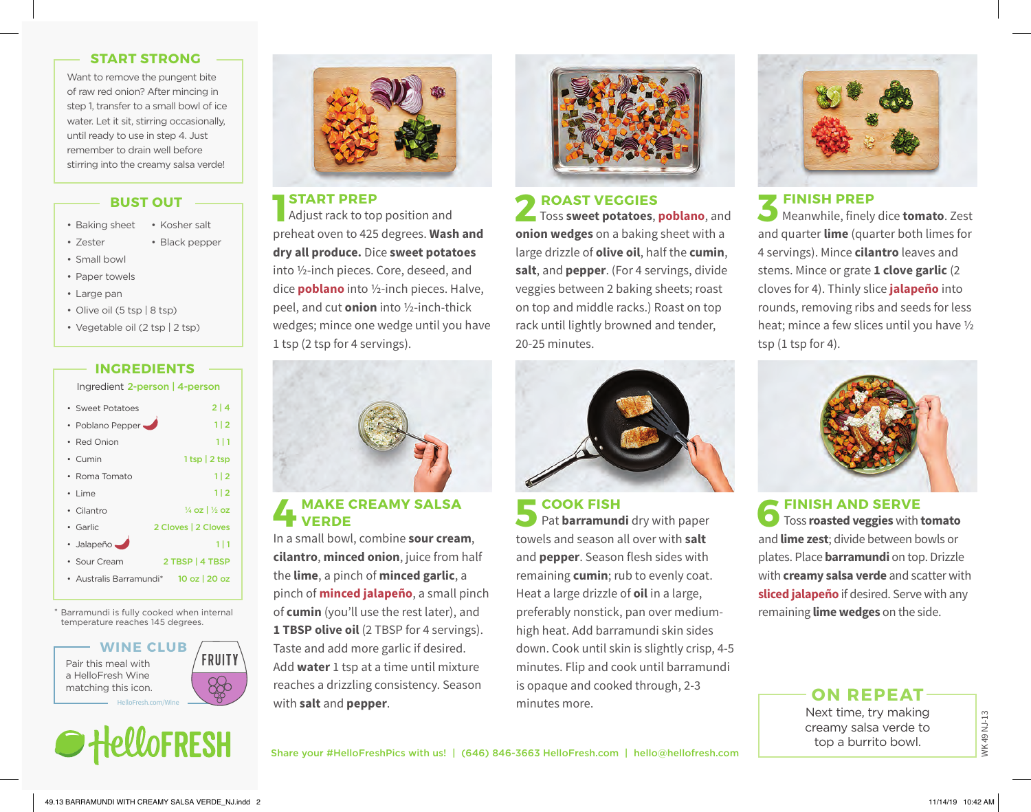## START STRONG

Want to remove the pungent bite of raw red onion? After mincing in step 1, transfer to a small bowl of ice water. Let it sit, stirring occasionally, until ready to use in step 4. Just remember to drain well before stirring into the creamy salsa verde!

## BUST OUT

- Baking sheet
- Kosher salt
- Zester
- Black pepper
- Small bowl
- Paper towels
- Large pan
- Olive oil (5 tsp | 8 tsp)
- Vegetable oil (2 tsp | 2 tsp)

## INGREDIENTS

| Ingredient | 2-person \| 4-person |
| --- | --- |
| Sweet Potatoes | 2 \| 4 |
| Poblano Pepper | 1 \| 2 |
| Red Onion | 1 \| 1 |
| Cumin | 1 tsp \| 2 tsp |
| Roma Tomato | 1 \| 2 |
| Lime | 1 \| 2 |
| Cilantro | ¼ oz \| ½ oz |
| Garlic | 2 Cloves \| 2 Cloves |
| Jalapeño | 1 \| 1 |
| Sour Cream | 2 TBSP \| 4 TBSP |
| Australis Barramundi* | 10 oz \| 20 oz |

\* Barramundi is fully cooked when internal temperature reaches 145 degrees.

## WINE CLUB

Pair this meal with a HelloFresh Wine matching this icon.

FRUITY

HelloFresh.com/Wine

HelloFRESH

## 1 START PREP

Adjust rack to top position and preheat oven to 425 degrees. **Wash and dry all produce.** Dice **sweet potatoes** into ½-inch pieces. Core, deseed, and dice **poblano** into ½-inch pieces. Halve, peel, and cut **onion** into ½-inch-thick wedges; mince one wedge until you have 1 tsp (2 tsp for 4 servings).

## 2 ROAST VEGGIES

Toss **sweet potatoes**, **poblano**, and **onion wedges** on a baking sheet with a large drizzle of **olive oil**, half the **cumin**, **salt**, and **pepper**. (For 4 servings, divide veggies between 2 baking sheets; roast on top and middle racks.) Roast on top rack until lightly browned and tender, 20-25 minutes.

## 3 FINISH PREP

Meanwhile, finely dice **tomato**. Zest and quarter **lime** (quarter both limes for 4 servings). Mince **cilantro** leaves and stems. Mince or grate **1 clove garlic** (2 cloves for 4). Thinly slice **jalapeño** into rounds, removing ribs and seeds for less heat; mince a few slices until you have ½ tsp (1 tsp for 4).

## 4 MAKE CREAMY SALSA VERDE

In a small bowl, combine **sour cream**, **cilantro**, **minced onion**, juice from half the **lime**, a pinch of **minced garlic**, a pinch of **minced jalapeño**, a small pinch of **cumin** (you'll use the rest later), and **1 TBSP olive oil** (2 TBSP for 4 servings). Taste and add more garlic if desired. Add **water** 1 tsp at a time until mixture reaches a drizzling consistency. Season with **salt** and **pepper**.

## 5 COOK FISH

Pat **barramundi** dry with paper towels and season all over with **salt** and **pepper**. Season flesh sides with remaining **cumin**; rub to evenly coat. Heat a large drizzle of **oil** in a large, preferably nonstick, pan over medium-high heat. Add barramundi skin sides down. Cook until skin is slightly crisp, 4-5 minutes. Flip and cook until barramundi is opaque and cooked through, 2-3 minutes more.

## 6 FINISH AND SERVE

Toss **roasted veggies** with **tomato** and **lime zest**; divide between bowls or plates. Place **barramundi** on top. Drizzle with **creamy salsa verde** and scatter with **sliced jalapeño** if desired. Serve with any remaining **lime wedges** on the side.

## ON REPEAT

Next time, try making creamy salsa verde to top a burrito bowl.

Share your #HelloFreshPics with us! | (646) 846-3663 HelloFresh.com | hello@hellofresh.com

WK 49 NJ-13